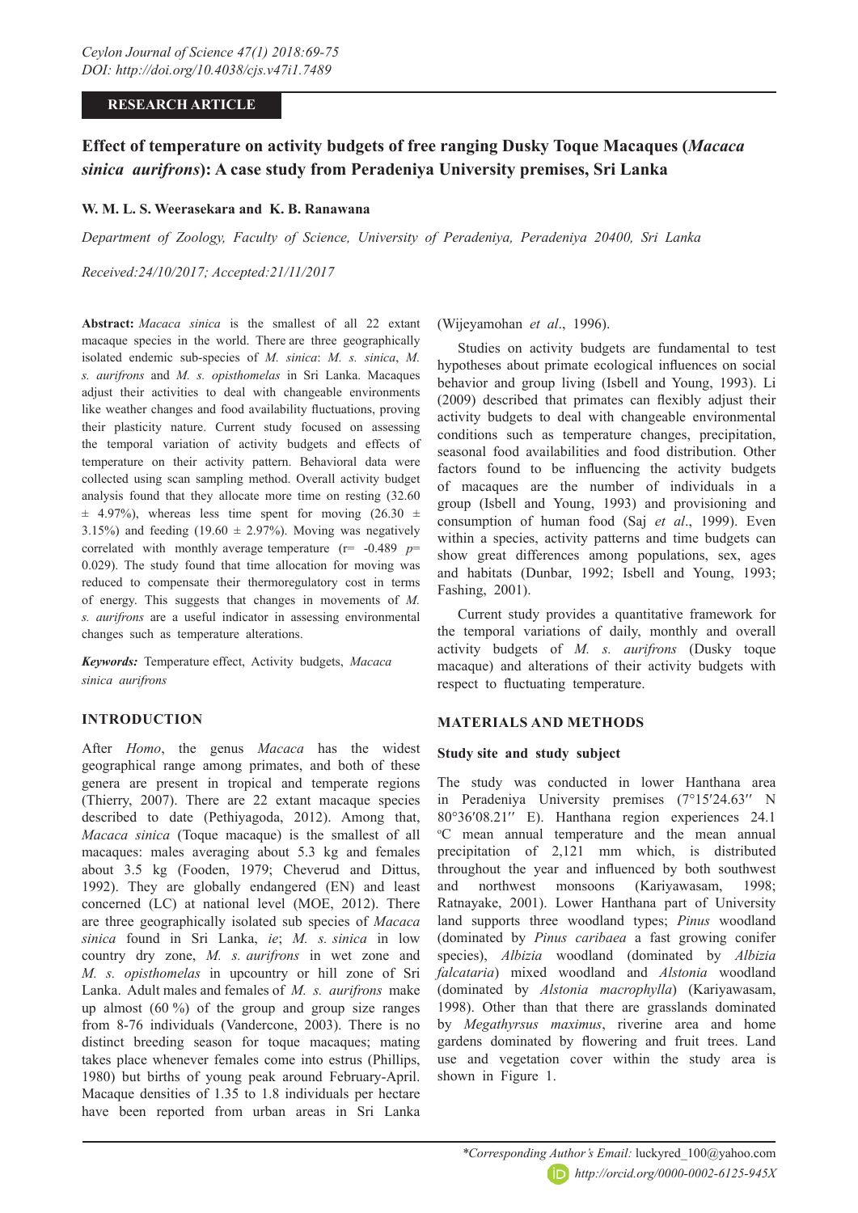RESEARCH ARTICLE

# Effect of temperature on activity budgets of free ranging Dusky Toque Macaques (*Macaca sinica aurifrons*): A case study from Peradeniya University premises, Sri Lanka

**W. M. L. S. Weerasekara and K. B. Ranawana**

*Department of Zoology, Faculty of Science, University of Peradeniya, Peradeniya 20400, Sri Lanka*

*Received:24/10/2017; Accepted:21/11/2017*

**Abstract:** *Macaca sinica* is the smallest of all 22 extant macaque species in the world. There are three geographically isolated endemic sub-species of *M. sinica*: *M. s. sinica*, *M. s. aurifrons* and *M. s. opisthomelas* in Sri Lanka. Macaques adjust their activities to deal with changeable environments like weather changes and food availability fluctuations, proving their plasticity nature. Current study focused on assessing the temporal variation of activity budgets and effects of temperature on their activity pattern. Behavioral data were collected using scan sampling method. Overall activity budget analysis found that they allocate more time on resting (32.60 ± 4.97%), whereas less time spent for moving (26.30 ± 3.15%) and feeding (19.60 ± 2.97%). Moving was negatively correlated with monthly average temperature ($r = -0.489$ $p = 0.029$). The study found that time allocation for moving was reduced to compensate their thermoregulatory cost in terms of energy. This suggests that changes in movements of *M. s. aurifrons* are a useful indicator in assessing environmental changes such as temperature alterations.

***Keywords:*** Temperature effect, Activity budgets, *Macaca sinica aurifrons*

## INTRODUCTION

After *Homo*, the genus *Macaca* has the widest geographical range among primates, and both of these genera are present in tropical and temperate regions (Thierry, 2007). There are 22 extant macaque species described to date (Pethiyagoda, 2012). Among that, *Macaca sinica* (Toque macaque) is the smallest of all macaques: males averaging about 5.3 kg and females about 3.5 kg (Fooden, 1979; Cheverud and Dittus, 1992). They are globally endangered (EN) and least concerned (LC) at national level (MOE, 2012). There are three geographically isolated sub species of *Macaca sinica* found in Sri Lanka, *ie*; *M. s. sinica* in low country dry zone, *M. s. aurifrons* in wet zone and *M. s. opisthomelas* in upcountry or hill zone of Sri Lanka. Adult males and females of *M. s. aurifrons* make up almost (60 %) of the group and group size ranges from 8-76 individuals (Vandercone, 2003). There is no distinct breeding season for toque macaques; mating takes place whenever females come into estrus (Phillips, 1980) but births of young peak around February-April. Macaque densities of 1.35 to 1.8 individuals per hectare have been reported from urban areas in Sri Lanka (Wijeyamohan *et al*., 1996).

Studies on activity budgets are fundamental to test hypotheses about primate ecological influences on social behavior and group living (Isbell and Young, 1993). Li (2009) described that primates can flexibly adjust their activity budgets to deal with changeable environmental conditions such as temperature changes, precipitation, seasonal food availabilities and food distribution. Other factors found to be influencing the activity budgets of macaques are the number of individuals in a group (Isbell and Young, 1993) and provisioning and consumption of human food (Saj *et al*., 1999). Even within a species, activity patterns and time budgets can show great differences among populations, sex, ages and habitats (Dunbar, 1992; Isbell and Young, 1993; Fashing, 2001).

Current study provides a quantitative framework for the temporal variations of daily, monthly and overall activity budgets of *M. s. aurifrons* (Dusky toque macaque) and alterations of their activity budgets with respect to fluctuating temperature.

## MATERIALS AND METHODS

### Study site and study subject

The study was conducted in lower Hanthana area in Peradeniya University premises (7°15′24.63′′ N 80°36′08.21′′ E). Hanthana region experiences 24.1 $^{o}$C mean annual temperature and the mean annual precipitation of 2,121 mm which, is distributed throughout the year and influenced by both southwest and northwest monsoons (Kariyawasam, 1998; Ratnayake, 2001). Lower Hanthana part of University land supports three woodland types; *Pinus* woodland (dominated by *Pinus caribaea* a fast growing conifer species), *Albizia* woodland (dominated by *Albizia falcataria*) mixed woodland and *Alstonia* woodland (dominated by *Alstonia macrophylla*) (Kariyawasam, 1998). Other than that there are grasslands dominated by *Megathyrsus maximus*, riverine area and home gardens dominated by flowering and fruit trees. Land use and vegetation cover within the study area is shown in Figure 1.

*Corresponding Author's Email: luckyred_100@yahoo.com

http://orcid.org/0000-0002-6125-945X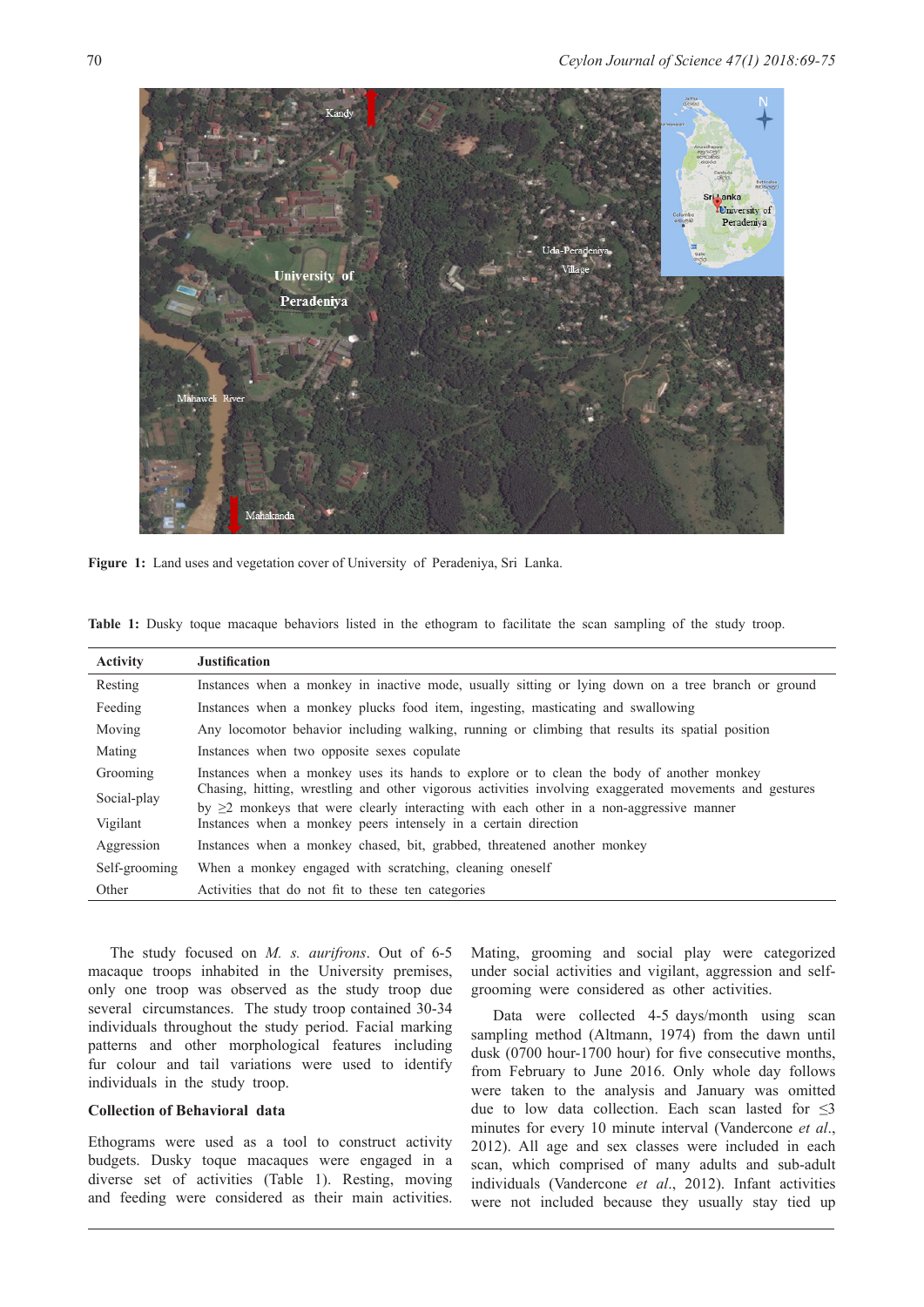**Figure 1:** Land uses and vegetation cover of University of Peradeniya, Sri Lanka.

**Table 1:** Dusky toque macaque behaviors listed in the ethogram to facilitate the scan sampling of the study troop.

| Activity | Justification |
|---|---|
| Resting | Instances when a monkey in inactive mode, usually sitting or lying down on a tree branch or ground |
| Feeding | Instances when a monkey plucks food item, ingesting, masticating and swallowing |
| Moving | Any locomotor behavior including walking, running or climbing that results its spatial position |
| Mating | Instances when two opposite sexes copulate |
| Grooming | Instances when a monkey uses its hands to explore or to clean the body of another monkey |
| Social-play | Chasing, hitting, wrestling and other vigorous activities involving exaggerated movements and gestures by ≥2 monkeys that were clearly interacting with each other in a non-aggressive manner |
| Vigilant | Instances when a monkey peers intensely in a certain direction |
| Aggression | Instances when a monkey chased, bit, grabbed, threatened another monkey |
| Self-grooming | When a monkey engaged with scratching, cleaning oneself |
| Other | Activities that do not fit to these ten categories |

The study focused on *M. s. aurifrons*. Out of 6-5 macaque troops inhabited in the University premises, only one troop was observed as the study troop due several circumstances. The study troop contained 30-34 individuals throughout the study period. Facial marking patterns and other morphological features including fur colour and tail variations were used to identify individuals in the study troop.

## Collection of Behavioral data

Ethograms were used as a tool to construct activity budgets. Dusky toque macaques were engaged in a diverse set of activities (Table 1). Resting, moving and feeding were considered as their main activities. Mating, grooming and social play were categorized under social activities and vigilant, aggression and self-grooming were considered as other activities.

Data were collected 4-5 days/month using scan sampling method (Altmann, 1974) from the dawn until dusk (0700 hour-1700 hour) for five consecutive months, from February to June 2016. Only whole day follows were taken to the analysis and January was omitted due to low data collection. Each scan lasted for ≤3 minutes for every 10 minute interval (Vandercone *et al*., 2012). All age and sex classes were included in each scan, which comprised of many adults and sub-adult individuals (Vandercone *et al*., 2012). Infant activities were not included because they usually stay tied up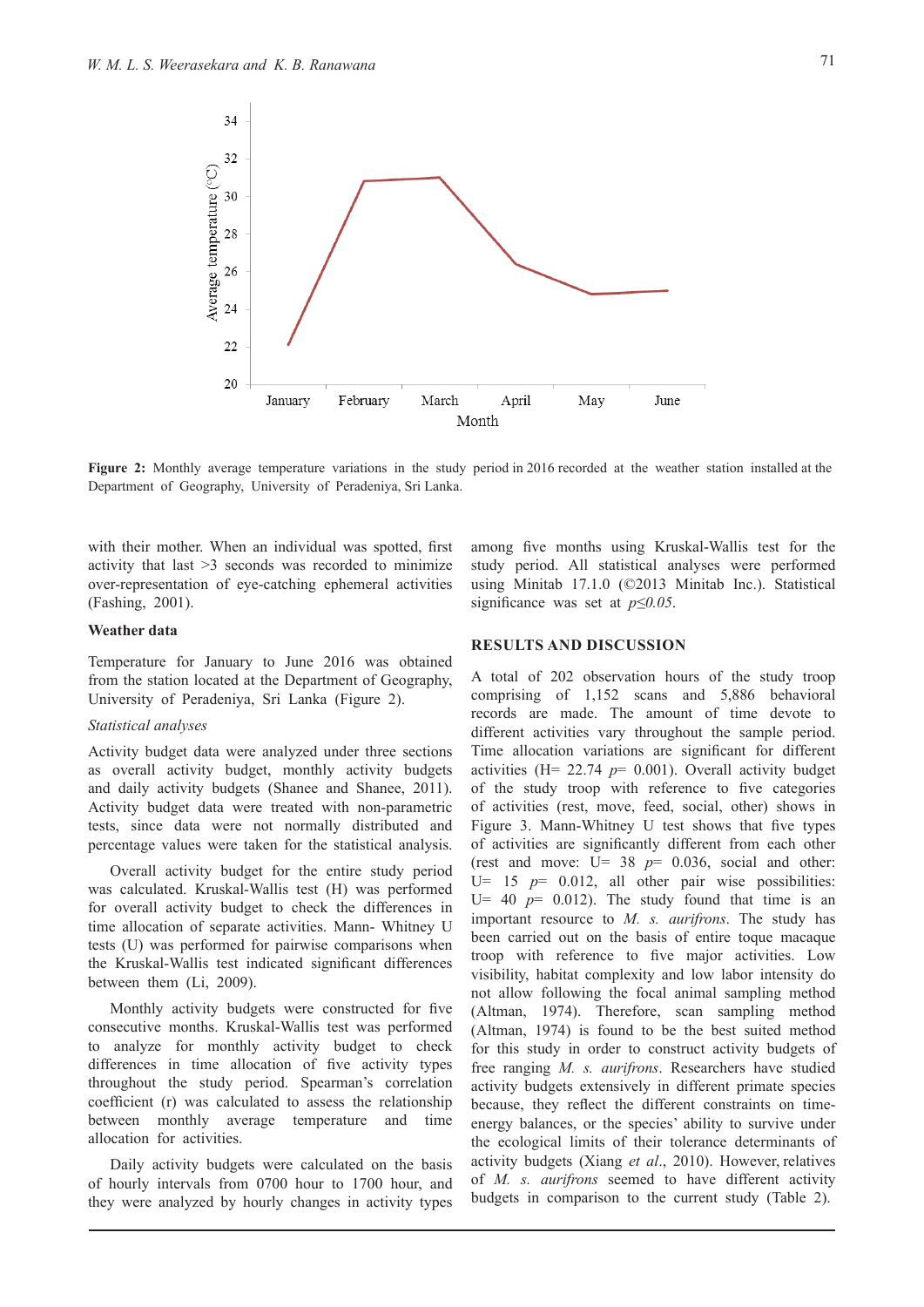Figure 2: Monthly average temperature variations in the study period in 2016 recorded at the weather station installed at the Department of Geography, University of Peradeniya, Sri Lanka.

with their mother. When an individual was spotted, first activity that last >3 seconds was recorded to minimize over-representation of eye-catching ephemeral activities (Fashing, 2001).

**Weather data**

Temperature for January to June 2016 was obtained from the station located at the Department of Geography, University of Peradeniya, Sri Lanka (Figure 2).

*Statistical analyses*

Activity budget data were analyzed under three sections as overall activity budget, monthly activity budgets and daily activity budgets (Shanee and Shanee, 2011). Activity budget data were treated with non-parametric tests, since data were not normally distributed and percentage values were taken for the statistical analysis.

Overall activity budget for the entire study period was calculated. Kruskal-Wallis test (H) was performed for overall activity budget to check the differences in time allocation of separate activities. Mann- Whitney U tests (U) was performed for pairwise comparisons when the Kruskal-Wallis test indicated significant differences between them (Li, 2009).

Monthly activity budgets were constructed for five consecutive months. Kruskal-Wallis test was performed to analyze for monthly activity budget to check differences in time allocation of five activity types throughout the study period. Spearman's correlation coefficient (r) was calculated to assess the relationship between monthly average temperature and time allocation for activities.

Daily activity budgets were calculated on the basis of hourly intervals from 0700 hour to 1700 hour, and they were analyzed by hourly changes in activity types among five months using Kruskal-Wallis test for the study period. All statistical analyses were performed using Minitab 17.1.0 (©2013 Minitab Inc.). Statistical significance was set at $p \leq 0.05$.

## RESULTS AND DISCUSSION

A total of 202 observation hours of the study troop comprising of 1,152 scans and 5,886 behavioral records are made. The amount of time devote to different activities vary throughout the sample period. Time allocation variations are significant for different activities (H= 22.74 $p$= 0.001). Overall activity budget of the study troop with reference to five categories of activities (rest, move, feed, social, other) shows in Figure 3. Mann-Whitney U test shows that five types of activities are significantly different from each other (rest and move: U= 38 $p$= 0.036, social and other: U= 15 $p$= 0.012, all other pair wise possibilities: U= 40 $p$= 0.012). The study found that time is an important resource to *M. s. aurifrons*. The study has been carried out on the basis of entire toque macaque troop with reference to five major activities. Low visibility, habitat complexity and low labor intensity do not allow following the focal animal sampling method (Altman, 1974). Therefore, scan sampling method (Altman, 1974) is found to be the best suited method for this study in order to construct activity budgets of free ranging *M. s. aurifrons*. Researchers have studied activity budgets extensively in different primate species because, they reflect the different constraints on time-energy balances, or the species' ability to survive under the ecological limits of their tolerance determinants of activity budgets (Xiang *et al*., 2010). However, relatives of *M. s. aurifrons* seemed to have different activity budgets in comparison to the current study (Table 2).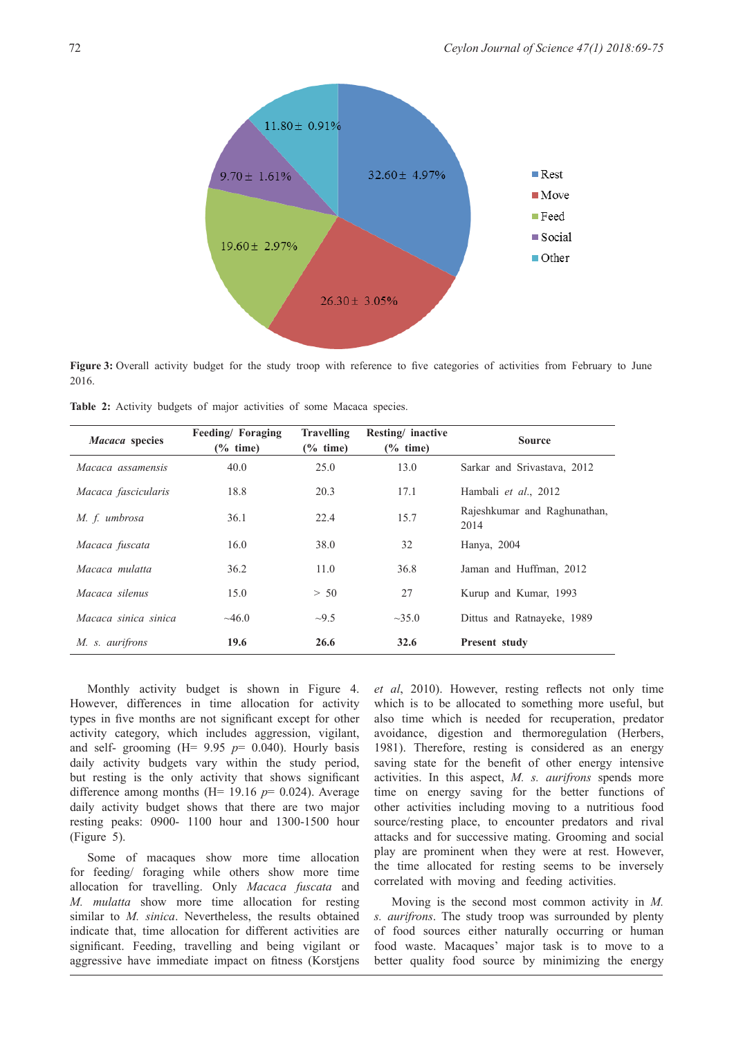Figure 3: Overall activity budget for the study troop with reference to five categories of activities from February to June 2016.

Table 2: Activity budgets of major activities of some Macaca species.

| *Macaca* species | Feeding/ Foraging (% time) | Travelling (% time) | Resting/ inactive (% time) | Source |
|---|---|---|---|---|
| *Macaca assamensis* | 40.0 | 25.0 | 13.0 | Sarkar and Srivastava, 2012 |
| *Macaca fascicularis* | 18.8 | 20.3 | 17.1 | Hambali *et al*., 2012 |
| *M. f. umbrosa* | 36.1 | 22.4 | 15.7 | Rajeshkumar and Raghunathan, 2014 |
| *Macaca fuscata* | 16.0 | 38.0 | 32 | Hanya, 2004 |
| *Macaca mulatta* | 36.2 | 11.0 | 36.8 | Jaman and Huffman, 2012 |
| *Macaca silenus* | 15.0 | > 50 | 27 | Kurup and Kumar, 1993 |
| *Macaca sinica sinica* | ~46.0 | ~9.5 | ~35.0 | Dittus and Ratnayeke, 1989 |
| *M. s. aurifrons* | **19.6** | **26.6** | **32.6** | **Present study** |

Monthly activity budget is shown in Figure 4. However, differences in time allocation for activity types in five months are not significant except for other activity category, which includes aggression, vigilant, and self- grooming (H= 9.95 $p$= 0.040). Hourly basis daily activity budgets vary within the study period, but resting is the only activity that shows significant difference among months (H= 19.16 $p$= 0.024). Average daily activity budget shows that there are two major resting peaks: 0900- 1100 hour and 1300-1500 hour (Figure 5).

Some of macaques show more time allocation for feeding/ foraging while others show more time allocation for travelling. Only *Macaca fuscata* and *M. mulatta* show more time allocation for resting similar to *M. sinica*. Nevertheless, the results obtained indicate that, time allocation for different activities are significant. Feeding, travelling and being vigilant or aggressive have immediate impact on fitness (Korstjens *et al*, 2010). However, resting reflects not only time which is to be allocated to something more useful, but also time which is needed for recuperation, predator avoidance, digestion and thermoregulation (Herbers, 1981). Therefore, resting is considered as an energy saving state for the benefit of other energy intensive activities. In this aspect, *M. s. aurifrons* spends more time on energy saving for the better functions of other activities including moving to a nutritious food source/resting place, to encounter predators and rival attacks and for successive mating. Grooming and social play are prominent when they were at rest. However, the time allocated for resting seems to be inversely correlated with moving and feeding activities.

Moving is the second most common activity in *M. s. aurifrons*. The study troop was surrounded by plenty of food sources either naturally occurring or human food waste. Macaques' major task is to move to a better quality food source by minimizing the energy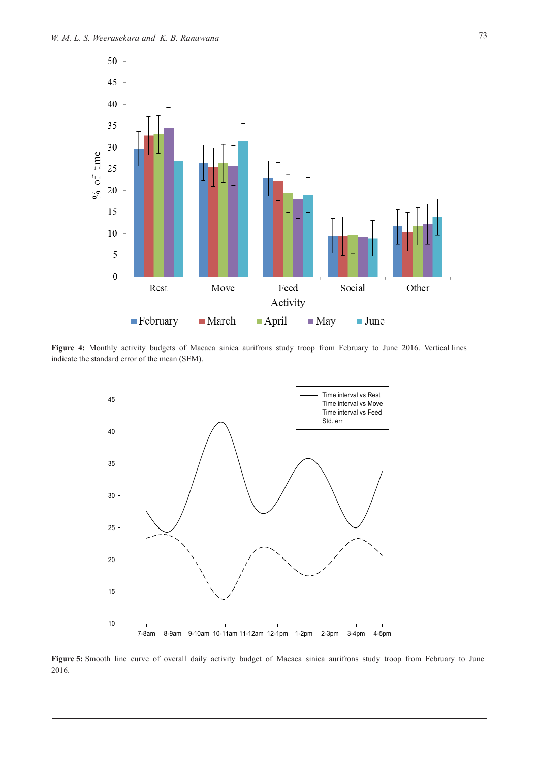**Figure 4:** Monthly activity budgets of Macaca sinica aurifrons study troop from February to June 2016. Vertical lines indicate the standard error of the mean (SEM).

**Figure 5:** Smooth line curve of overall daily activity budget of Macaca sinica aurifrons study troop from February to June 2016.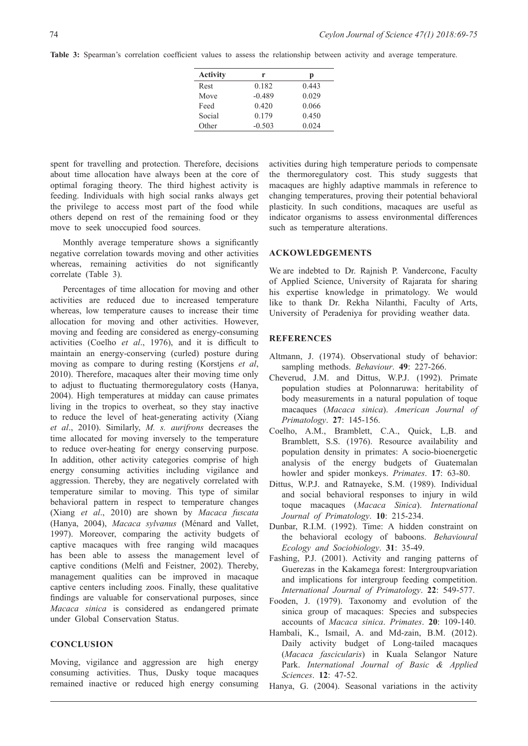**Table 3:** Spearman's correlation coefficient values to assess the relationship between activity and average temperature.

| Activity | r | p |
|---|---|---|
| Rest | 0.182 | 0.443 |
| Move | -0.489 | 0.029 |
| Feed | 0.420 | 0.066 |
| Social | 0.179 | 0.450 |
| Other | -0.503 | 0.024 |

spent for travelling and protection. Therefore, decisions about time allocation have always been at the core of optimal foraging theory. The third highest activity is feeding. Individuals with high social ranks always get the privilege to access most part of the food while others depend on rest of the remaining food or they move to seek unoccupied food sources.

Monthly average temperature shows a significantly negative correlation towards moving and other activities whereas, remaining activities do not significantly correlate (Table 3).

Percentages of time allocation for moving and other activities are reduced due to increased temperature whereas, low temperature causes to increase their time allocation for moving and other activities. However, moving and feeding are considered as energy-consuming activities (Coelho *et al*., 1976), and it is difficult to maintain an energy-conserving (curled) posture during moving as compare to during resting (Korstjens *et al*, 2010). Therefore, macaques alter their moving time only to adjust to fluctuating thermoregulatory costs (Hanya, 2004). High temperatures at midday can cause primates living in the tropics to overheat, so they stay inactive to reduce the level of heat-generating activity (Xiang *et al*., 2010). Similarly, *M. s. aurifrons* decreases the time allocated for moving inversely to the temperature to reduce over-heating for energy conserving purpose. In addition, other activity categories comprise of high energy consuming activities including vigilance and aggression. Thereby, they are negatively correlated with temperature similar to moving. This type of similar behavioral pattern in respect to temperature changes (Xiang *et al*., 2010) are shown by *Macaca fuscata* (Hanya, 2004), *Macaca sylvanus* (Ménard and Vallet, 1997). Moreover, comparing the activity budgets of captive macaques with free ranging wild macaques has been able to assess the management level of captive conditions (Melfi and Feistner, 2002). Thereby, management qualities can be improved in macaque captive centers including zoos. Finally, these qualitative findings are valuable for conservational purposes, since *Macaca sinica* is considered as endangered primate under Global Conservation Status.

## CONCLUSION

Moving, vigilance and aggression are high energy consuming activities. Thus, Dusky toque macaques remained inactive or reduced high energy consuming activities during high temperature periods to compensate the thermoregulatory cost. This study suggests that macaques are highly adaptive mammals in reference to changing temperatures, proving their potential behavioral plasticity. In such conditions, macaques are useful as indicator organisms to assess environmental differences such as temperature alterations.

## ACKOWLEDGEMENTS

We are indebted to Dr. Rajnish P. Vandercone, Faculty of Applied Science, University of Rajarata for sharing his expertise knowledge in primatology. We would like to thank Dr. Rekha Nilanthi, Faculty of Arts, University of Peradeniya for providing weather data.

## REFERENCES

Altmann, J. (1974). Observational study of behavior: sampling methods. *Behaviour*. **49**: 227-266.

Cheverud, J.M. and Dittus, W.P.J. (1992). Primate population studies at Polonnaruwa: heritability of body measurements in a natural population of toque macaques (*Macaca sinica*). *American Journal of Primatology*. **27**: 145-156.

Coelho, A.M., Bramblett, C.A., Quick, L,B. and Bramblett, S.S. (1976). Resource availability and population density in primates: A socio-bioenergetic analysis of the energy budgets of Guatemalan howler and spider monkeys. *Primates*. **17**: 63-80.

Dittus, W.P.J. and Ratnayeke, S.M. (1989). Individual and social behavioral responses to injury in wild toque macaques (*Macaca Sinica*). *International Journal of Primatology*. **10**: 215-234.

Dunbar, R.I.M. (1992). Time: A hidden constraint on the behavioral ecology of baboons. *Behavioural Ecology and Sociobiology*. **31**: 35-49.

Fashing, P.J. (2001). Activity and ranging patterns of Guerezas in the Kakamega forest: Intergroupvariation and implications for intergroup feeding competition. *International Journal of Primatology*. **22**: 549-577.

Fooden, J. (1979). Taxonomy and evolution of the sinica group of macaques: Species and subspecies accounts of *Macaca sinica*. *Primates*. **20**: 109-140.

Hambali, K., Ismail, A. and Md-zain, B.M. (2012). Daily activity budget of Long-tailed macaques (*Macaca fascicularis*) in Kuala Selangor Nature Park. *International Journal of Basic & Applied Sciences*. **12**: 47-52.

Hanya, G. (2004). Seasonal variations in the activity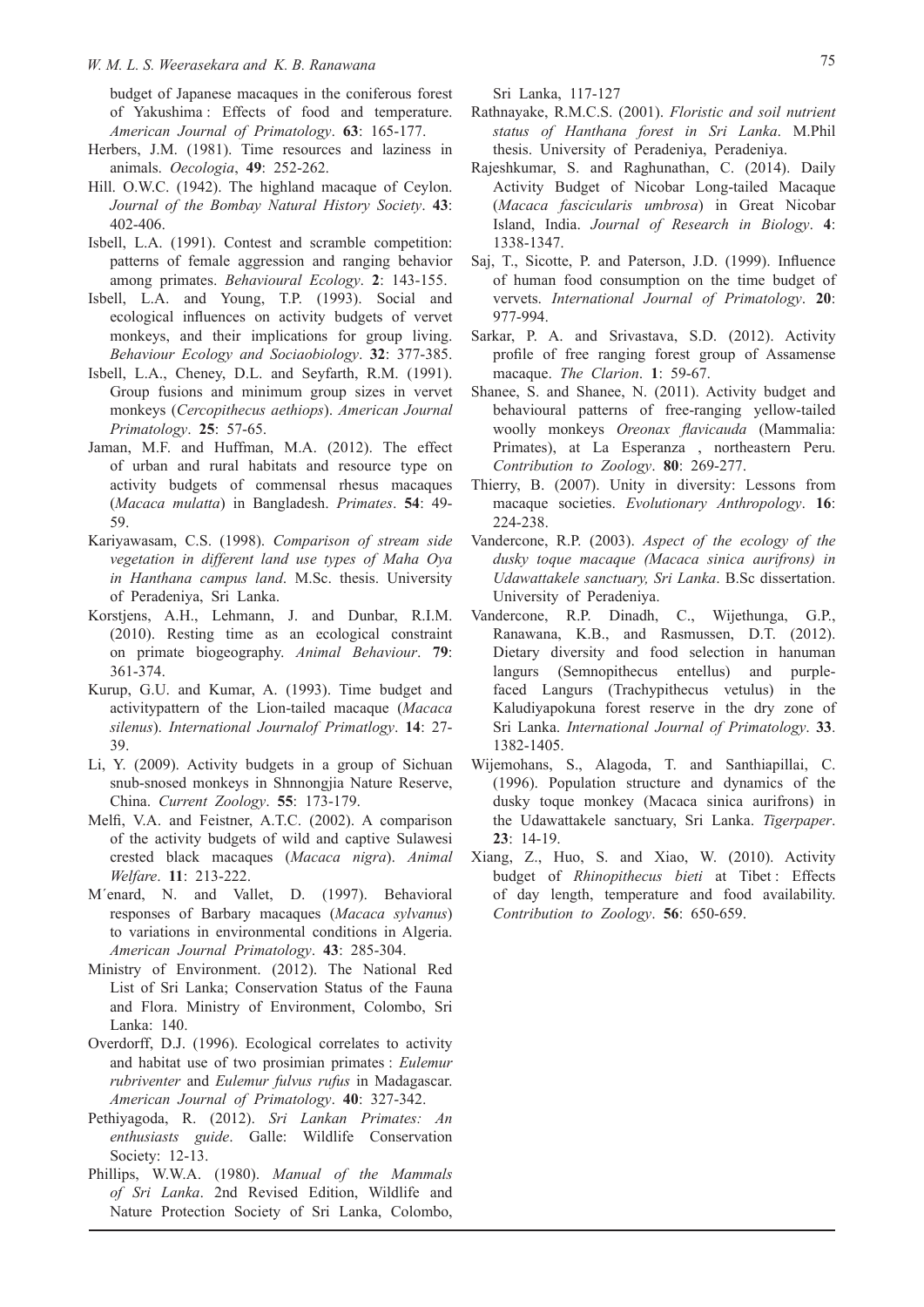budget of Japanese macaques in the coniferous forest of Yakushima : Effects of food and temperature. *American Journal of Primatology*. **63**: 165-177.

Herbers, J.M. (1981). Time resources and laziness in animals. *Oecologia*, **49**: 252-262.

Hill. O.W.C. (1942). The highland macaque of Ceylon. *Journal of the Bombay Natural History Society*. **43**: 402-406.

Isbell, L.A. (1991). Contest and scramble competition: patterns of female aggression and ranging behavior among primates. *Behavioural Ecology*. **2**: 143-155.

Isbell, L.A. and Young, T.P. (1993). Social and ecological influences on activity budgets of vervet monkeys, and their implications for group living. *Behaviour Ecology and Sociaobiology*. **32**: 377-385.

Isbell, L.A., Cheney, D.L. and Seyfarth, R.M. (1991). Group fusions and minimum group sizes in vervet monkeys (*Cercopithecus aethiops*). *American Journal Primatology*. **25**: 57-65.

Jaman, M.F. and Huffman, M.A. (2012). The effect of urban and rural habitats and resource type on activity budgets of commensal rhesus macaques (*Macaca mulatta*) in Bangladesh. *Primates*. **54**: 49-59.

Kariyawasam, C.S. (1998). *Comparison of stream side vegetation in different land use types of Maha Oya in Hanthana campus land*. M.Sc. thesis. University of Peradeniya, Sri Lanka.

Korstjens, A.H., Lehmann, J. and Dunbar, R.I.M. (2010). Resting time as an ecological constraint on primate biogeography. *Animal Behaviour*. **79**: 361-374.

Kurup, G.U. and Kumar, A. (1993). Time budget and activitypattern of the Lion-tailed macaque (*Macaca silenus*). *International Journalof Primatlogy*. **14**: 27-39.

Li, Y. (2009). Activity budgets in a group of Sichuan snub-snosed monkeys in Shnnongjia Nature Reserve, China. *Current Zoology*. **55**: 173-179.

Melfi, V.A. and Feistner, A.T.C. (2002). A comparison of the activity budgets of wild and captive Sulawesi crested black macaques (*Macaca nigra*). *Animal Welfare*. **11**: 213-222.

M´enard, N. and Vallet, D. (1997). Behavioral responses of Barbary macaques (*Macaca sylvanus*) to variations in environmental conditions in Algeria. *American Journal Primatology*. **43**: 285-304.

Ministry of Environment. (2012). The National Red List of Sri Lanka; Conservation Status of the Fauna and Flora. Ministry of Environment, Colombo, Sri Lanka: 140.

Overdorff, D.J. (1996). Ecological correlates to activity and habitat use of two prosimian primates : *Eulemur rubriventer* and *Eulemur fulvus rufus* in Madagascar. *American Journal of Primatology*. **40**: 327-342.

Pethiyagoda, R. (2012). *Sri Lankan Primates: An enthusiasts guide*. Galle: Wildlife Conservation Society: 12-13.

Phillips, W.W.A. (1980). *Manual of the Mammals of Sri Lanka*. 2nd Revised Edition, Wildlife and Nature Protection Society of Sri Lanka, Colombo, Sri Lanka, 117-127

Rathnayake, R.M.C.S. (2001). *Floristic and soil nutrient status of Hanthana forest in Sri Lanka*. M.Phil thesis. University of Peradeniya, Peradeniya.

Rajeshkumar, S. and Raghunathan, C. (2014). Daily Activity Budget of Nicobar Long-tailed Macaque (*Macaca fascicularis umbrosa*) in Great Nicobar Island, India. *Journal of Research in Biology*. **4**: 1338-1347.

Saj, T., Sicotte, P. and Paterson, J.D. (1999). Influence of human food consumption on the time budget of vervets. *International Journal of Primatology*. **20**: 977-994.

Sarkar, P. A. and Srivastava, S.D. (2012). Activity profile of free ranging forest group of Assamense macaque. *The Clarion*. **1**: 59-67.

Shanee, S. and Shanee, N. (2011). Activity budget and behavioural patterns of free-ranging yellow-tailed woolly monkeys *Oreonax flavicauda* (Mammalia: Primates), at La Esperanza , northeastern Peru. *Contribution to Zoology*. **80**: 269-277.

Thierry, B. (2007). Unity in diversity: Lessons from macaque societies. *Evolutionary Anthropology*. **16**: 224-238.

Vandercone, R.P. (2003). *Aspect of the ecology of the dusky toque macaque (Macaca sinica aurifrons) in Udawattakele sanctuary, Sri Lanka*. B.Sc dissertation. University of Peradeniya.

Vandercone, R.P. Dinadh, C., Wijethunga, G.P., Ranawana, K.B., and Rasmussen, D.T. (2012). Dietary diversity and food selection in hanuman langurs (Semnopithecus entellus) and purple-faced Langurs (Trachypithecus vetulus) in the Kaludiyapokuna forest reserve in the dry zone of Sri Lanka. *International Journal of Primatology*. **33**. 1382-1405.

Wijemohans, S., Alagoda, T. and Santhiapillai, C. (1996). Population structure and dynamics of the dusky toque monkey (Macaca sinica aurifrons) in the Udawattakele sanctuary, Sri Lanka. *Tigerpaper*. **23**: 14-19.

Xiang, Z., Huo, S. and Xiao, W. (2010). Activity budget of *Rhinopithecus bieti* at Tibet : Effects of day length, temperature and food availability. *Contribution to Zoology*. **56**: 650-659.